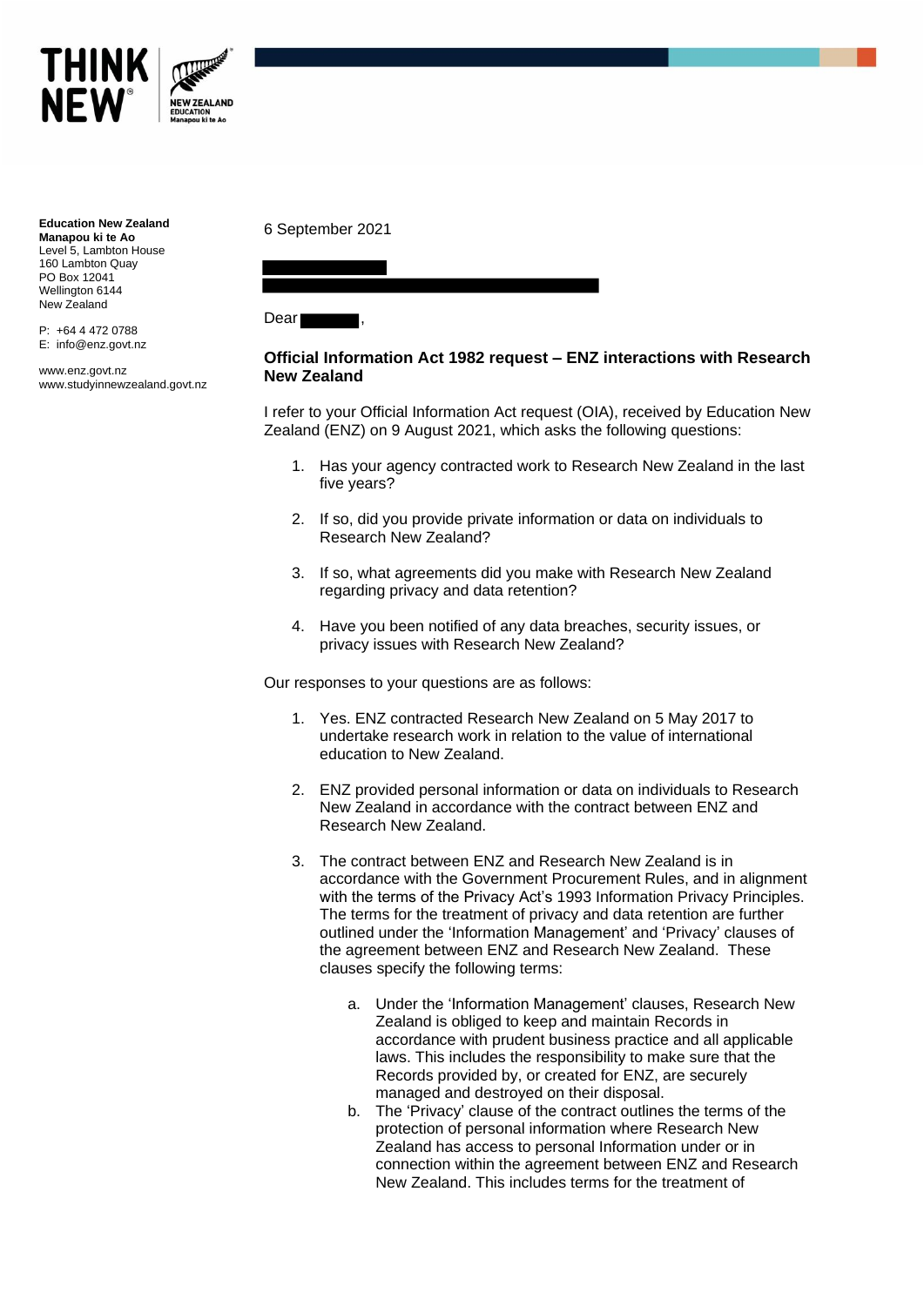**Education New Zealand**
**Manapou ki te Ao**
Level 5, Lambton House
160 Lambton Quay
PO Box 12041
Wellington 6144
New Zealand

P: +64 4 472 0788
E: info@enz.govt.nz

www.enz.govt.nz
www.studyinnewzealand.govt.nz

6 September 2021

Dear ,

**Official Information Act 1982 request – ENZ interactions with Research New Zealand**

I refer to your Official Information Act request (OIA), received by Education New Zealand (ENZ) on 9 August 2021, which asks the following questions:

1. Has your agency contracted work to Research New Zealand in the last five years?
2. If so, did you provide private information or data on individuals to Research New Zealand?
3. If so, what agreements did you make with Research New Zealand regarding privacy and data retention?
4. Have you been notified of any data breaches, security issues, or privacy issues with Research New Zealand?

Our responses to your questions are as follows:

1. Yes. ENZ contracted Research New Zealand on 5 May 2017 to undertake research work in relation to the value of international education to New Zealand.
2. ENZ provided personal information or data on individuals to Research New Zealand in accordance with the contract between ENZ and Research New Zealand.
3. The contract between ENZ and Research New Zealand is in accordance with the Government Procurement Rules, and in alignment with the terms of the Privacy Act's 1993 Information Privacy Principles. The terms for the treatment of privacy and data retention are further outlined under the 'Information Management' and 'Privacy' clauses of the agreement between ENZ and Research New Zealand. These clauses specify the following terms:
    a. Under the 'Information Management' clauses, Research New Zealand is obliged to keep and maintain Records in accordance with prudent business practice and all applicable laws. This includes the responsibility to make sure that the Records provided by, or created for ENZ, are securely managed and destroyed on their disposal.
    b. The 'Privacy' clause of the contract outlines the terms of the protection of personal information where Research New Zealand has access to personal Information under or in connection within the agreement between ENZ and Research New Zealand. This includes terms for the treatment of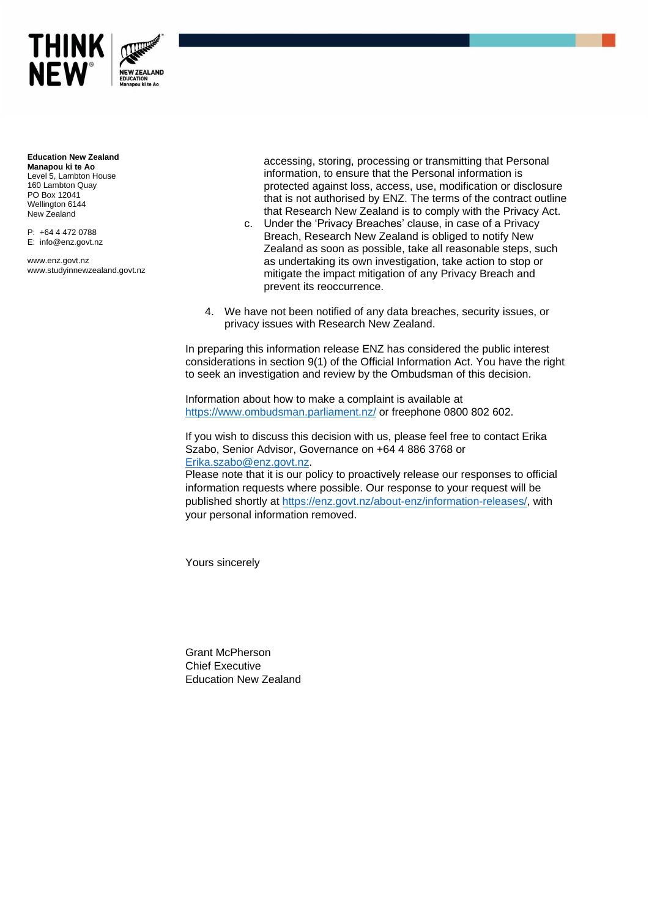accessing, storing, processing or transmitting that Personal information, to ensure that the Personal information is protected against loss, access, use, modification or disclosure that is not authorised by ENZ. The terms of the contract outline that Research New Zealand is to comply with the Privacy Act.

c. Under the 'Privacy Breaches' clause, in case of a Privacy Breach, Research New Zealand is obliged to notify New Zealand as soon as possible, take all reasonable steps, such as undertaking its own investigation, take action to stop or mitigate the impact mitigation of any Privacy Breach and prevent its reoccurrence.

4. We have not been notified of any data breaches, security issues, or privacy issues with Research New Zealand.

In preparing this information release ENZ has considered the public interest considerations in section 9(1) of the Official Information Act. You have the right to seek an investigation and review by the Ombudsman of this decision.

Information about how to make a complaint is available at https://www.ombudsman.parliament.nz/ or freephone 0800 802 602.

If you wish to discuss this decision with us, please feel free to contact Erika Szabo, Senior Advisor, Governance on +64 4 886 3768 or Erika.szabo@enz.govt.nz.
Please note that it is our policy to proactively release our responses to official information requests where possible. Our response to your request will be published shortly at https://enz.govt.nz/about-enz/information-releases/, with your personal information removed.

Yours sincerely

Grant McPherson
Chief Executive
Education New Zealand